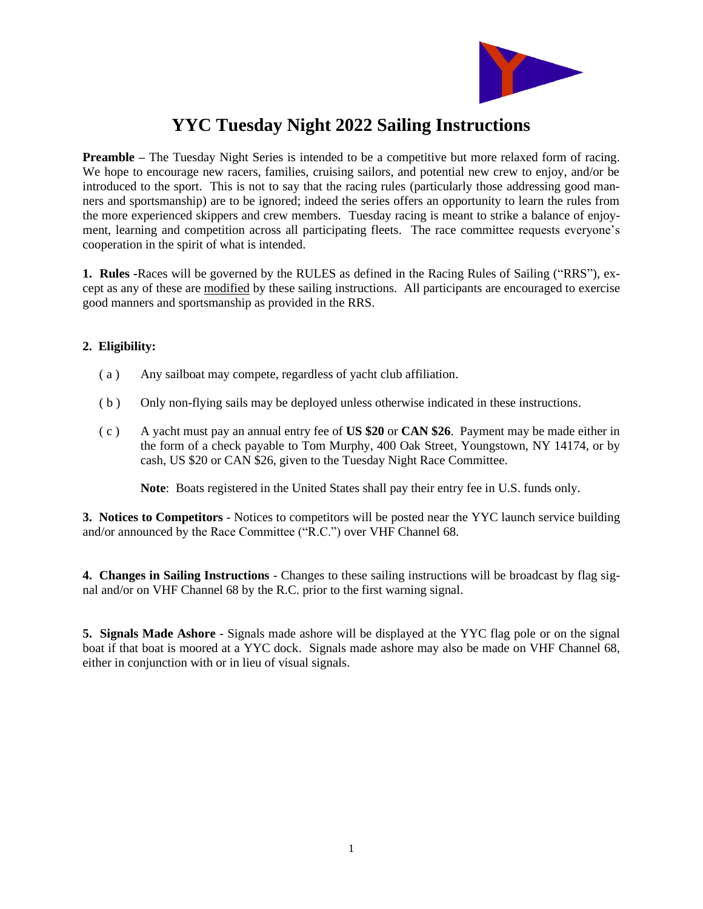# YYC Tuesday Night 2022 Sailing Instructions

**Preamble –** The Tuesday Night Series is intended to be a competitive but more relaxed form of racing. We hope to encourage new racers, families, cruising sailors, and potential new crew to enjoy, and/or be introduced to the sport. This is not to say that the racing rules (particularly those addressing good manners and sportsmanship) are to be ignored; indeed the series offers an opportunity to learn the rules from the more experienced skippers and crew members. Tuesday racing is meant to strike a balance of enjoyment, learning and competition across all participating fleets. The race committee requests everyone's cooperation in the spirit of what is intended.

**1. Rules** -Races will be governed by the RULES as defined in the Racing Rules of Sailing ("RRS"), except as any of these are <u>modified</u> by these sailing instructions. All participants are encouraged to exercise good manners and sportsmanship as provided in the RRS.

**2. Eligibility:**

( a ) Any sailboat may compete, regardless of yacht club affiliation.

( b ) Only non-flying sails may be deployed unless otherwise indicated in these instructions.

( c ) A yacht must pay an annual entry fee of **US $20** or **CAN $26**. Payment may be made either in the form of a check payable to Tom Murphy, 400 Oak Street, Youngstown, NY 14174, or by cash, US $20 or CAN $26, given to the Tuesday Night Race Committee.

**Note**: Boats registered in the United States shall pay their entry fee in U.S. funds only.

**3. Notices to Competitors** - Notices to competitors will be posted near the YYC launch service building and/or announced by the Race Committee ("R.C.") over VHF Channel 68.

**4. Changes in Sailing Instructions** - Changes to these sailing instructions will be broadcast by flag signal and/or on VHF Channel 68 by the R.C. prior to the first warning signal.

**5. Signals Made Ashore** - Signals made ashore will be displayed at the YYC flag pole or on the signal boat if that boat is moored at a YYC dock. Signals made ashore may also be made on VHF Channel 68, either in conjunction with or in lieu of visual signals.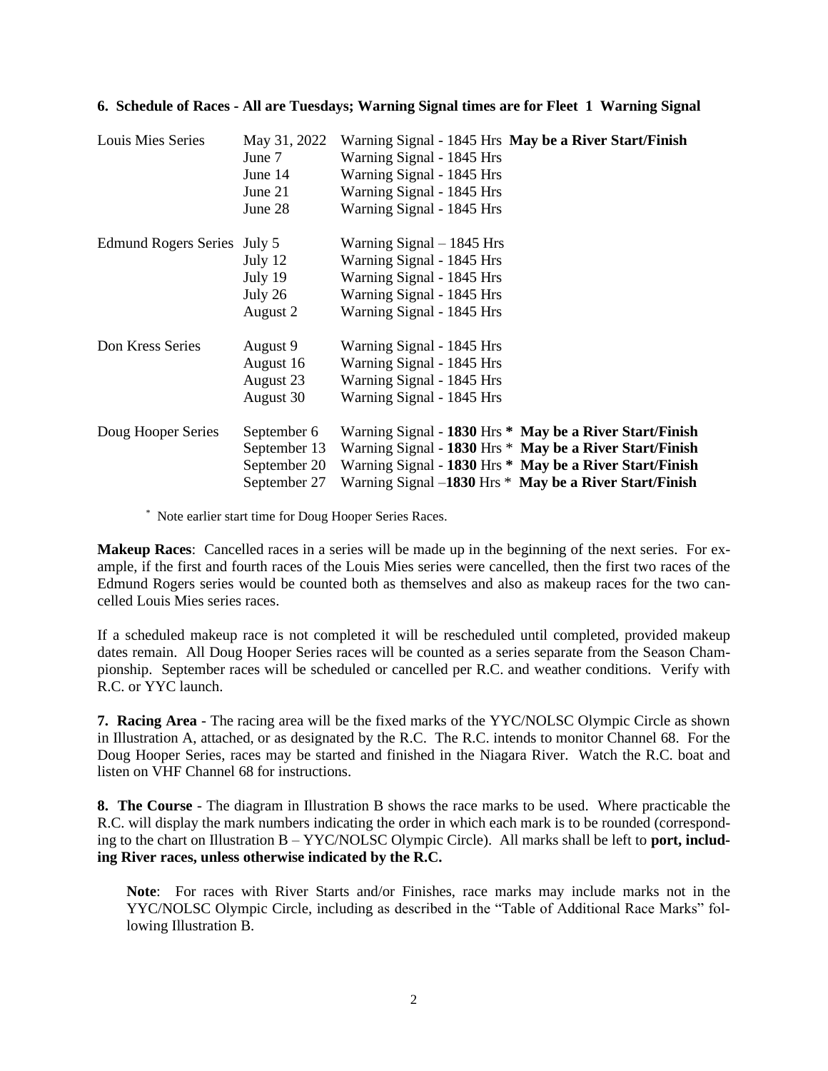**6. Schedule of Races - All are Tuesdays; Warning Signal times are for Fleet 1 Warning Signal**

| | | |
|---|---|---|
| Louis Mies Series | May 31, 2022 | Warning Signal - 1845 Hrs **May be a River Start/Finish** |
| | June 7 | Warning Signal - 1845 Hrs |
| | June 14 | Warning Signal - 1845 Hrs |
| | June 21 | Warning Signal - 1845 Hrs |
| | June 28 | Warning Signal - 1845 Hrs |
| Edmund Rogers Series | July 5 | Warning Signal – 1845 Hrs |
| | July 12 | Warning Signal - 1845 Hrs |
| | July 19 | Warning Signal - 1845 Hrs |
| | July 26 | Warning Signal - 1845 Hrs |
| | August 2 | Warning Signal - 1845 Hrs |
| Don Kress Series | August 9 | Warning Signal - 1845 Hrs |
| | August 16 | Warning Signal - 1845 Hrs |
| | August 23 | Warning Signal - 1845 Hrs |
| | August 30 | Warning Signal - 1845 Hrs |
| Doug Hooper Series | September 6 | Warning Signal - **1830** Hrs **\* May be a River Start/Finish** |
| | September 13 | Warning Signal - **1830** Hrs * **May be a River Start/Finish** |
| | September 20 | Warning Signal - **1830** Hrs **\* May be a River Start/Finish** |
| | September 27 | Warning Signal –**1830** Hrs * **May be a River Start/Finish** |

\* Note earlier start time for Doug Hooper Series Races.

**Makeup Races**: Cancelled races in a series will be made up in the beginning of the next series. For example, if the first and fourth races of the Louis Mies series were cancelled, then the first two races of the Edmund Rogers series would be counted both as themselves and also as makeup races for the two cancelled Louis Mies series races.

If a scheduled makeup race is not completed it will be rescheduled until completed, provided makeup dates remain. All Doug Hooper Series races will be counted as a series separate from the Season Championship. September races will be scheduled or cancelled per R.C. and weather conditions. Verify with R.C. or YYC launch.

**7. Racing Area** - The racing area will be the fixed marks of the YYC/NOLSC Olympic Circle as shown in Illustration A, attached, or as designated by the R.C. The R.C. intends to monitor Channel 68. For the Doug Hooper Series, races may be started and finished in the Niagara River. Watch the R.C. boat and listen on VHF Channel 68 for instructions.

**8. The Course** - The diagram in Illustration B shows the race marks to be used. Where practicable the R.C. will display the mark numbers indicating the order in which each mark is to be rounded (corresponding to the chart on Illustration B – YYC/NOLSC Olympic Circle). All marks shall be left to **port, including River races, unless otherwise indicated by the R.C.**

> **Note**: For races with River Starts and/or Finishes, race marks may include marks not in the YYC/NOLSC Olympic Circle, including as described in the "Table of Additional Race Marks" following Illustration B.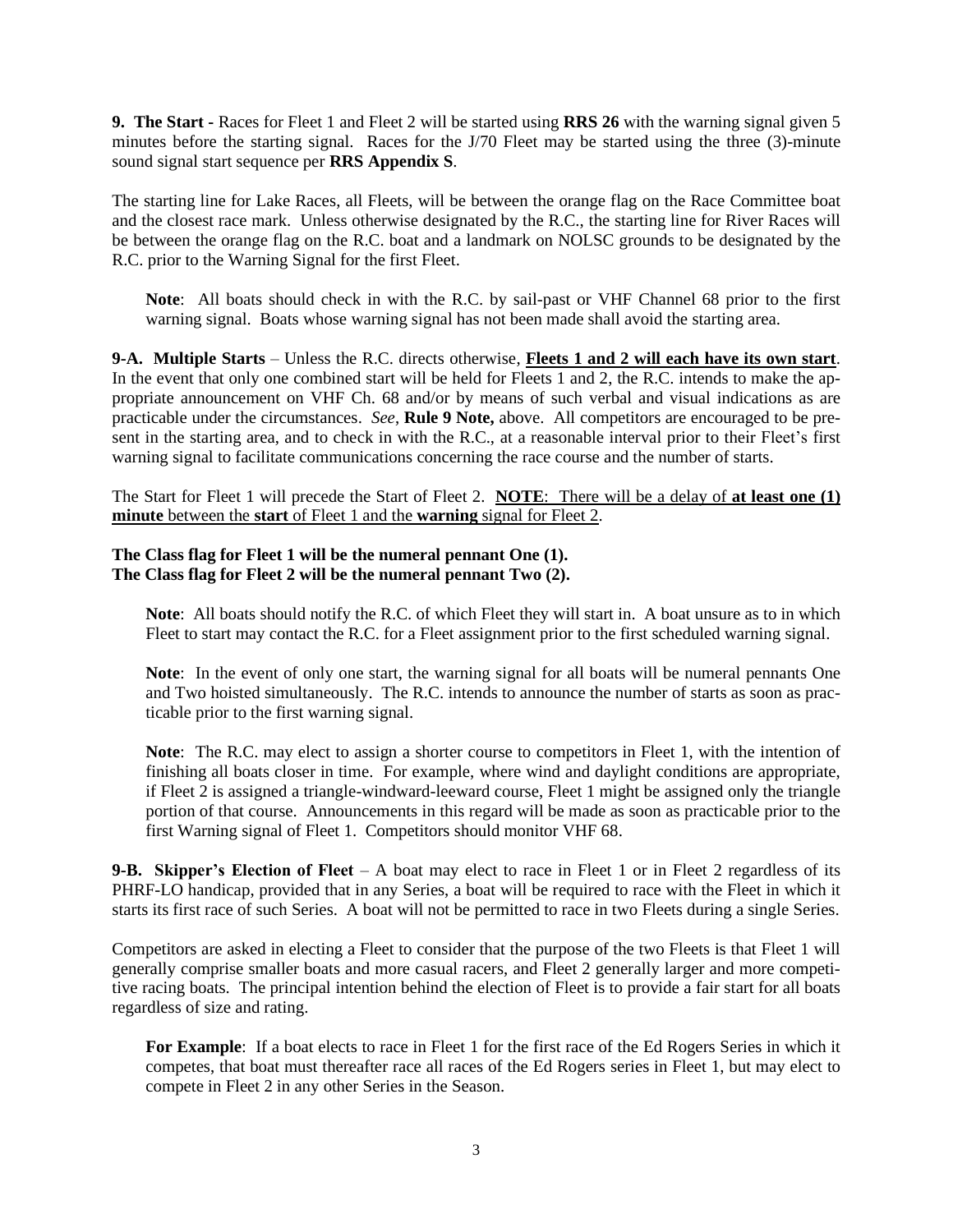**9. The Start -** Races for Fleet 1 and Fleet 2 will be started using **RRS 26** with the warning signal given 5 minutes before the starting signal. Races for the J/70 Fleet may be started using the three (3)-minute sound signal start sequence per **RRS Appendix S**.

The starting line for Lake Races, all Fleets, will be between the orange flag on the Race Committee boat and the closest race mark. Unless otherwise designated by the R.C., the starting line for River Races will be between the orange flag on the R.C. boat and a landmark on NOLSC grounds to be designated by the R.C. prior to the Warning Signal for the first Fleet.

> **Note**: All boats should check in with the R.C. by sail-past or VHF Channel 68 prior to the first warning signal. Boats whose warning signal has not been made shall avoid the starting area.

**9-A. Multiple Starts** – Unless the R.C. directs otherwise, <u>**Fleets 1 and 2 will each have its own start**</u>. In the event that only one combined start will be held for Fleets 1 and 2, the R.C. intends to make the appropriate announcement on VHF Ch. 68 and/or by means of such verbal and visual indications as are practicable under the circumstances. *See*, **Rule 9 Note,** above. All competitors are encouraged to be present in the starting area, and to check in with the R.C., at a reasonable interval prior to their Fleet's first warning signal to facilitate communications concerning the race course and the number of starts.

The Start for Fleet 1 will precede the Start of Fleet 2. <u>**NOTE**: There will be a delay of **at least one (1) minute** between the **start** of Fleet 1 and the **warning** signal for Fleet 2</u>.

**The Class flag for Fleet 1 will be the numeral pennant One (1).**
**The Class flag for Fleet 2 will be the numeral pennant Two (2).**

> **Note**: All boats should notify the R.C. of which Fleet they will start in. A boat unsure as to in which Fleet to start may contact the R.C. for a Fleet assignment prior to the first scheduled warning signal.

> **Note**: In the event of only one start, the warning signal for all boats will be numeral pennants One and Two hoisted simultaneously. The R.C. intends to announce the number of starts as soon as practicable prior to the first warning signal.

> **Note**: The R.C. may elect to assign a shorter course to competitors in Fleet 1, with the intention of finishing all boats closer in time. For example, where wind and daylight conditions are appropriate, if Fleet 2 is assigned a triangle-windward-leeward course, Fleet 1 might be assigned only the triangle portion of that course. Announcements in this regard will be made as soon as practicable prior to the first Warning signal of Fleet 1. Competitors should monitor VHF 68.

**9-B. Skipper's Election of Fleet** – A boat may elect to race in Fleet 1 or in Fleet 2 regardless of its PHRF-LO handicap, provided that in any Series, a boat will be required to race with the Fleet in which it starts its first race of such Series. A boat will not be permitted to race in two Fleets during a single Series.

Competitors are asked in electing a Fleet to consider that the purpose of the two Fleets is that Fleet 1 will generally comprise smaller boats and more casual racers, and Fleet 2 generally larger and more competitive racing boats. The principal intention behind the election of Fleet is to provide a fair start for all boats regardless of size and rating.

> **For Example**: If a boat elects to race in Fleet 1 for the first race of the Ed Rogers Series in which it competes, that boat must thereafter race all races of the Ed Rogers series in Fleet 1, but may elect to compete in Fleet 2 in any other Series in the Season.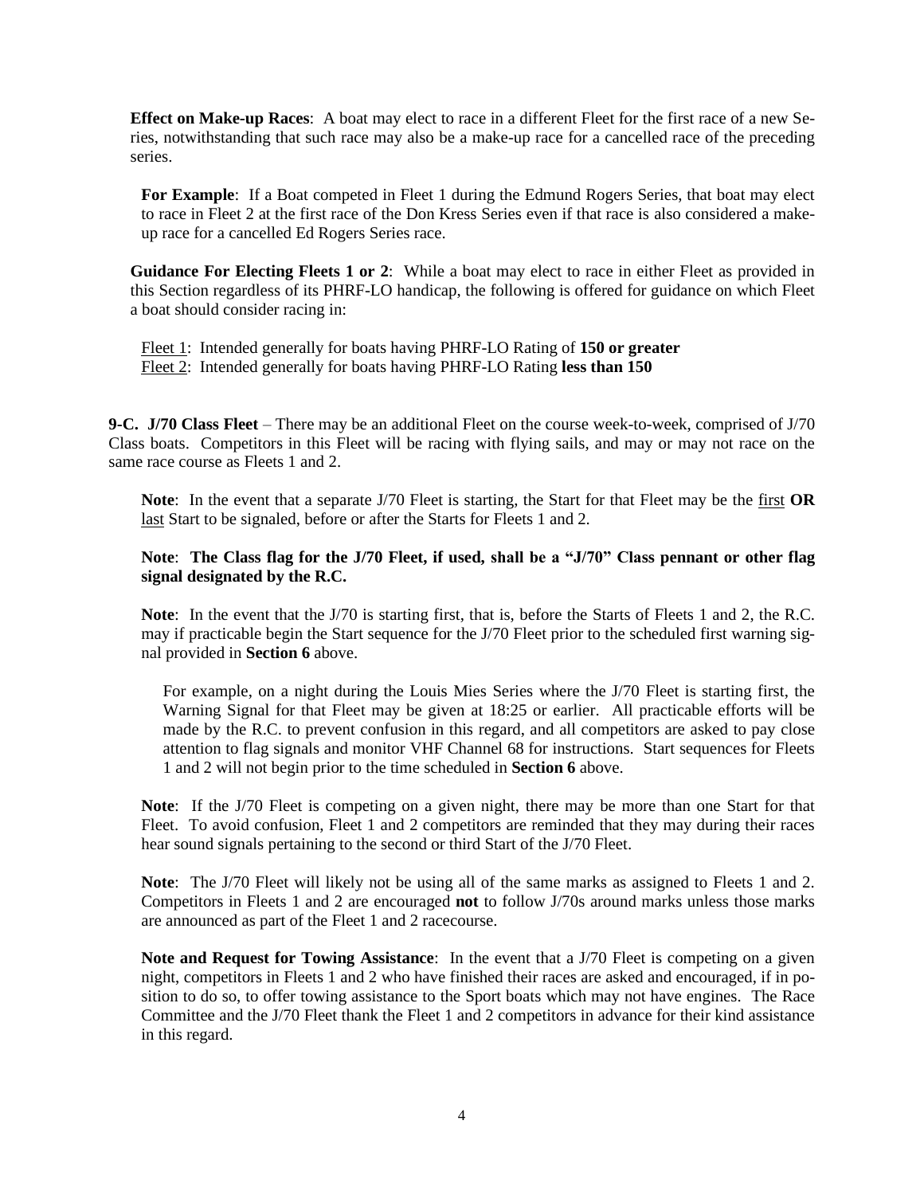**Effect on Make-up Races**: A boat may elect to race in a different Fleet for the first race of a new Series, notwithstanding that such race may also be a make-up race for a cancelled race of the preceding series.

**For Example**: If a Boat competed in Fleet 1 during the Edmund Rogers Series, that boat may elect to race in Fleet 2 at the first race of the Don Kress Series even if that race is also considered a make-up race for a cancelled Ed Rogers Series race.

**Guidance For Electing Fleets 1 or 2**: While a boat may elect to race in either Fleet as provided in this Section regardless of its PHRF-LO handicap, the following is offered for guidance on which Fleet a boat should consider racing in:

<u>Fleet 1</u>: Intended generally for boats having PHRF-LO Rating of **150 or greater**
<u>Fleet 2</u>: Intended generally for boats having PHRF-LO Rating **less than 150**

**9-C. J/70 Class Fleet** – There may be an additional Fleet on the course week-to-week, comprised of J/70 Class boats. Competitors in this Fleet will be racing with flying sails, and may or may not race on the same race course as Fleets 1 and 2.

**Note**: In the event that a separate J/70 Fleet is starting, the Start for that Fleet may be the <u>first</u> **OR** <u>last</u> Start to be signaled, before or after the Starts for Fleets 1 and 2.

**Note**: **The Class flag for the J/70 Fleet, if used, shall be a "J/70" Class pennant or other flag signal designated by the R.C.**

**Note**: In the event that the J/70 is starting first, that is, before the Starts of Fleets 1 and 2, the R.C. may if practicable begin the Start sequence for the J/70 Fleet prior to the scheduled first warning signal provided in **Section 6** above.

For example, on a night during the Louis Mies Series where the J/70 Fleet is starting first, the Warning Signal for that Fleet may be given at 18:25 or earlier. All practicable efforts will be made by the R.C. to prevent confusion in this regard, and all competitors are asked to pay close attention to flag signals and monitor VHF Channel 68 for instructions. Start sequences for Fleets 1 and 2 will not begin prior to the time scheduled in **Section 6** above.

**Note**: If the J/70 Fleet is competing on a given night, there may be more than one Start for that Fleet. To avoid confusion, Fleet 1 and 2 competitors are reminded that they may during their races hear sound signals pertaining to the second or third Start of the J/70 Fleet.

**Note**: The J/70 Fleet will likely not be using all of the same marks as assigned to Fleets 1 and 2. Competitors in Fleets 1 and 2 are encouraged **not** to follow J/70s around marks unless those marks are announced as part of the Fleet 1 and 2 racecourse.

**Note and Request for Towing Assistance**: In the event that a J/70 Fleet is competing on a given night, competitors in Fleets 1 and 2 who have finished their races are asked and encouraged, if in position to do so, to offer towing assistance to the Sport boats which may not have engines. The Race Committee and the J/70 Fleet thank the Fleet 1 and 2 competitors in advance for their kind assistance in this regard.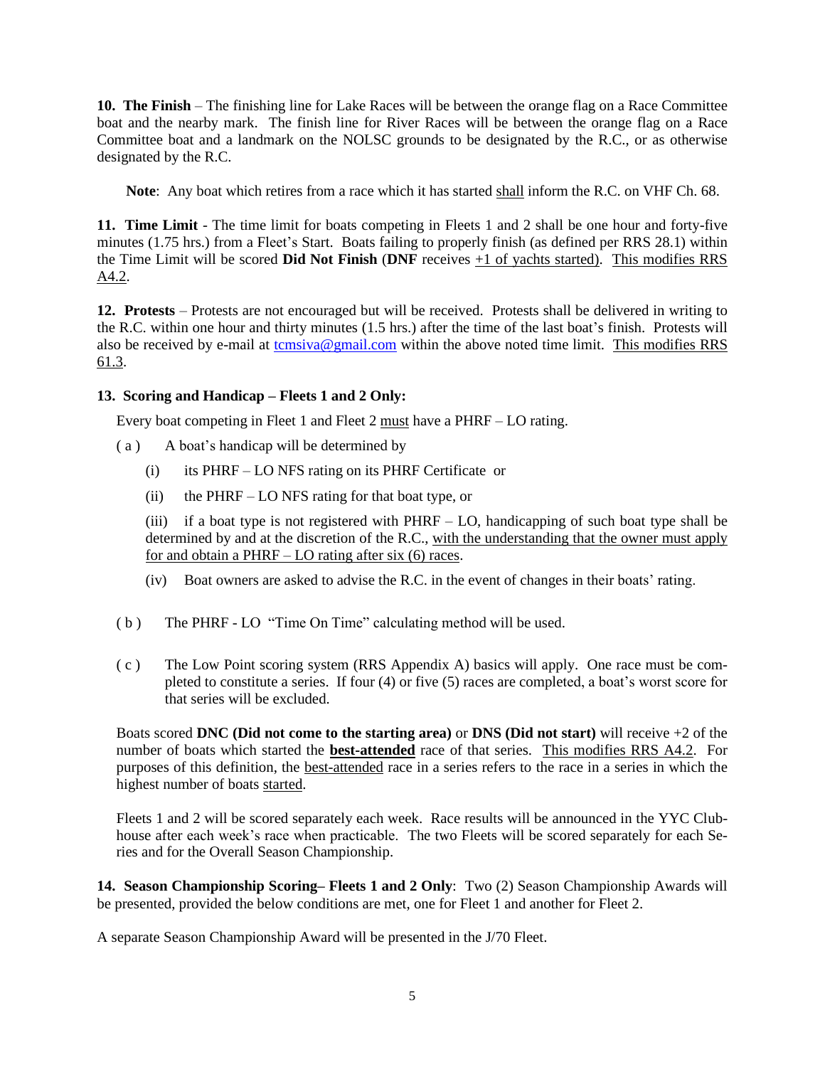**10. The Finish** – The finishing line for Lake Races will be between the orange flag on a Race Committee boat and the nearby mark. The finish line for River Races will be between the orange flag on a Race Committee boat and a landmark on the NOLSC grounds to be designated by the R.C., or as otherwise designated by the R.C.

**Note**: Any boat which retires from a race which it has started <u>shall</u> inform the R.C. on VHF Ch. 68.

**11. Time Limit** - The time limit for boats competing in Fleets 1 and 2 shall be one hour and forty-five minutes (1.75 hrs.) from a Fleet's Start. Boats failing to properly finish (as defined per RRS 28.1) within the Time Limit will be scored **Did Not Finish** (**DNF** receives <u>+1 of yachts started)</u>. <u>This modifies RRS A4.2</u>.

**12. Protests** – Protests are not encouraged but will be received. Protests shall be delivered in writing to the R.C. within one hour and thirty minutes (1.5 hrs.) after the time of the last boat's finish. Protests will also be received by e-mail at tcmsiva@gmail.com within the above noted time limit. <u>This modifies RRS 61.3</u>.

**13. Scoring and Handicap – Fleets 1 and 2 Only:**

Every boat competing in Fleet 1 and Fleet 2 <u>must</u> have a PHRF – LO rating.

( a ) A boat's handicap will be determined by

(i) its PHRF – LO NFS rating on its PHRF Certificate or

(ii) the PHRF – LO NFS rating for that boat type, or

(iii) if a boat type is not registered with PHRF – LO, handicapping of such boat type shall be determined by and at the discretion of the R.C., <u>with the understanding that the owner must apply for and obtain a PHRF – LO rating after six (6) races</u>.

(iv) Boat owners are asked to advise the R.C. in the event of changes in their boats' rating.

( b ) The PHRF - LO "Time On Time" calculating method will be used.

( c ) The Low Point scoring system (RRS Appendix A) basics will apply. One race must be completed to constitute a series. If four (4) or five (5) races are completed, a boat's worst score for that series will be excluded.

Boats scored **DNC (Did not come to the starting area)** or **DNS (Did not start)** will receive +2 of the number of boats which started the **<u>best-attended</u>** race of that series. <u>This modifies RRS A4.2</u>. For purposes of this definition, the <u>best-attended</u> race in a series refers to the race in a series in which the highest number of boats <u>started</u>.

Fleets 1 and 2 will be scored separately each week. Race results will be announced in the YYC Clubhouse after each week's race when practicable. The two Fleets will be scored separately for each Series and for the Overall Season Championship.

**14. Season Championship Scoring– Fleets 1 and 2 Only**: Two (2) Season Championship Awards will be presented, provided the below conditions are met, one for Fleet 1 and another for Fleet 2.

A separate Season Championship Award will be presented in the J/70 Fleet.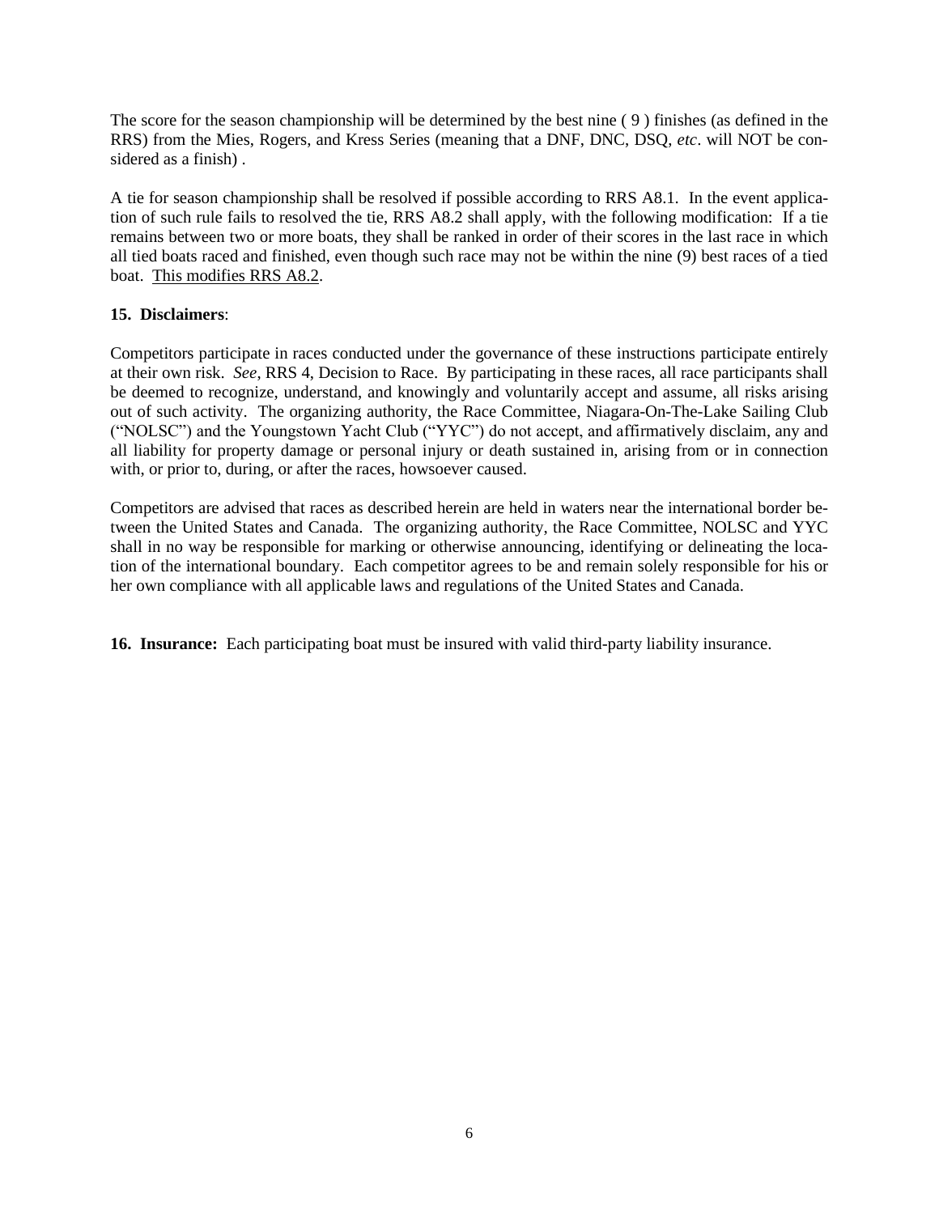The score for the season championship will be determined by the best nine ( 9 ) finishes (as defined in the RRS) from the Mies, Rogers, and Kress Series (meaning that a DNF, DNC, DSQ, *etc*. will NOT be considered as a finish) .

A tie for season championship shall be resolved if possible according to RRS A8.1. In the event application of such rule fails to resolved the tie, RRS A8.2 shall apply, with the following modification: If a tie remains between two or more boats, they shall be ranked in order of their scores in the last race in which all tied boats raced and finished, even though such race may not be within the nine (9) best races of a tied boat. <u>This modifies RRS A8.2</u>.

**15. Disclaimers**:

Competitors participate in races conducted under the governance of these instructions participate entirely at their own risk. *See*, RRS 4, Decision to Race. By participating in these races, all race participants shall be deemed to recognize, understand, and knowingly and voluntarily accept and assume, all risks arising out of such activity. The organizing authority, the Race Committee, Niagara-On-The-Lake Sailing Club ("NOLSC") and the Youngstown Yacht Club ("YYC") do not accept, and affirmatively disclaim, any and all liability for property damage or personal injury or death sustained in, arising from or in connection with, or prior to, during, or after the races, howsoever caused.

Competitors are advised that races as described herein are held in waters near the international border between the United States and Canada. The organizing authority, the Race Committee, NOLSC and YYC shall in no way be responsible for marking or otherwise announcing, identifying or delineating the location of the international boundary. Each competitor agrees to be and remain solely responsible for his or her own compliance with all applicable laws and regulations of the United States and Canada.

**16. Insurance:** Each participating boat must be insured with valid third-party liability insurance.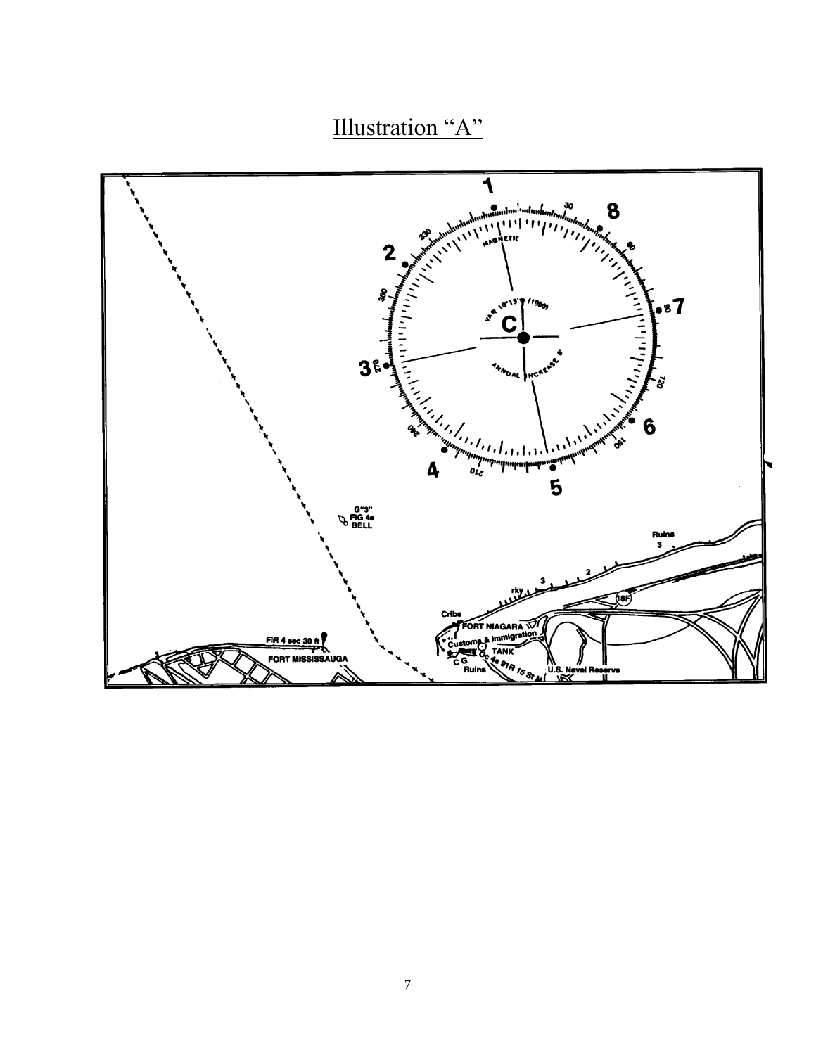# Illustration "A"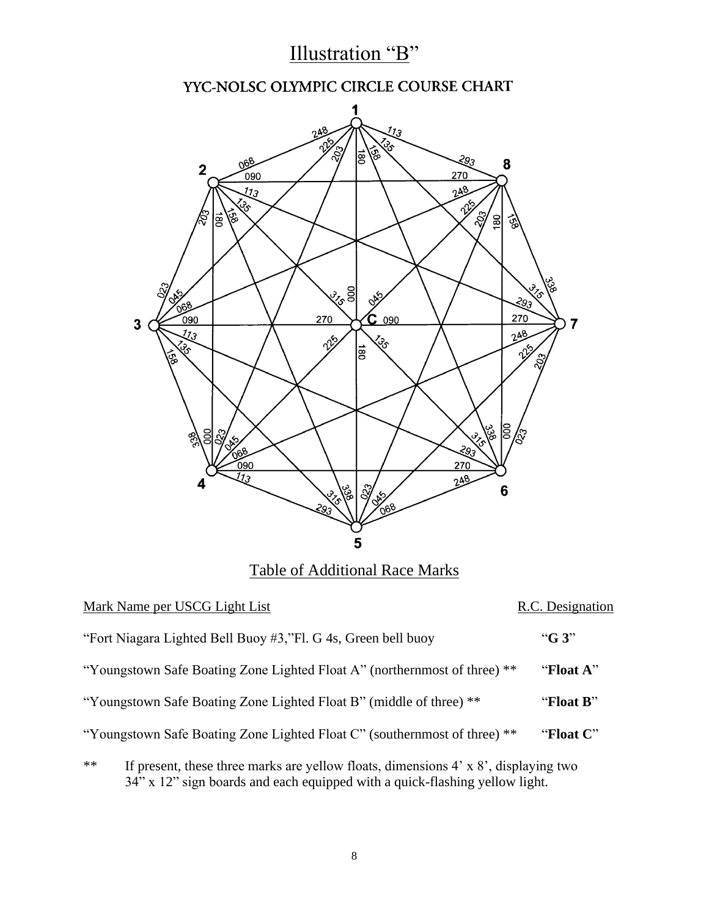# Illustration "B"

## YYC-NOLSC OLYMPIC CIRCLE COURSE CHART

## Table of Additional Race Marks

| Mark Name per USCG Light List | R.C. Designation |
|---|---|
| "Fort Niagara Lighted Bell Buoy #3,"Fl. G 4s, Green bell buoy | "**G 3**" |
| "Youngstown Safe Boating Zone Lighted Float A" (northernmost of three) ** | "**Float A**" |
| "Youngstown Safe Boating Zone Lighted Float B" (middle of three) ** | "**Float B**" |
| "Youngstown Safe Boating Zone Lighted Float C" (southernmost of three) ** | "**Float C**" |

** If present, these three marks are yellow floats, dimensions 4' x 8', displaying two 34" x 12" sign boards and each equipped with a quick-flashing yellow light.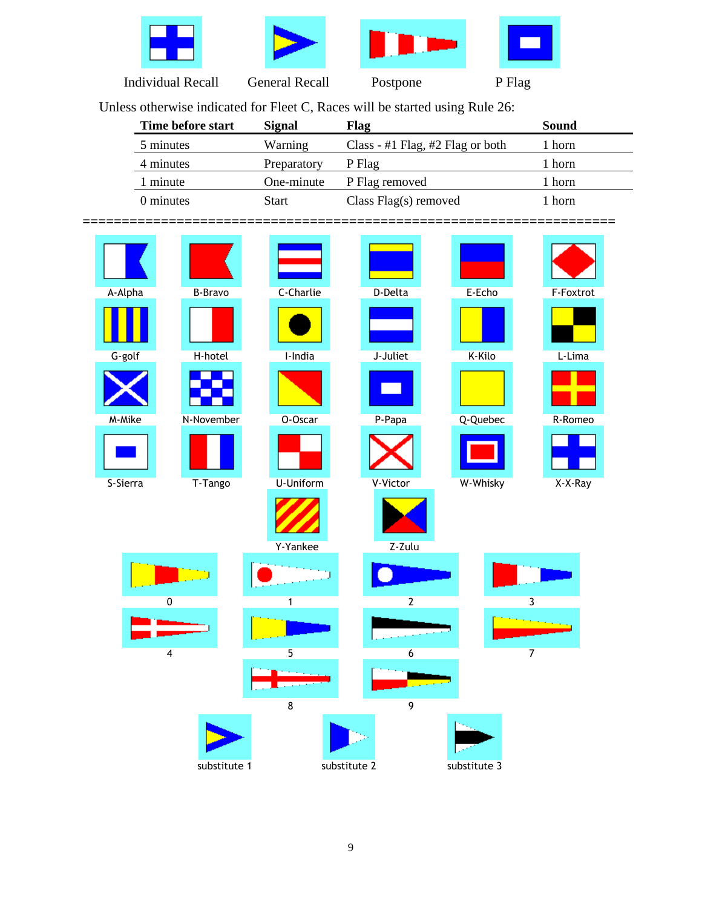Individual Recall

General Recall

Postpone

P Flag

Unless otherwise indicated for Fleet C, Races will be started using Rule 26:

| Time before start | Signal | Flag | Sound |
|---|---|---|---|
| 5 minutes | Warning | Class - #1 Flag, #2 Flag or both | 1 horn |
| 4 minutes | Preparatory | P Flag | 1 horn |
| 1 minute | One-minute | P Flag removed | 1 horn |
| 0 minutes | Start | Class Flag(s) removed | 1 horn |

==============================================================

A-Alpha B-Bravo C-Charlie D-Delta E-Echo F-Foxtrot

G-golf H-hotel I-India J-Juliet K-Kilo L-Lima

M-Mike N-November O-Oscar P-Papa Q-Quebec R-Romeo

S-Sierra T-Tango U-Uniform V-Victor W-Whisky X-X-Ray

Y-Yankee Z-Zulu

0 1 2 3

4 5 6 7

8 9

substitute 1 substitute 2 substitute 3